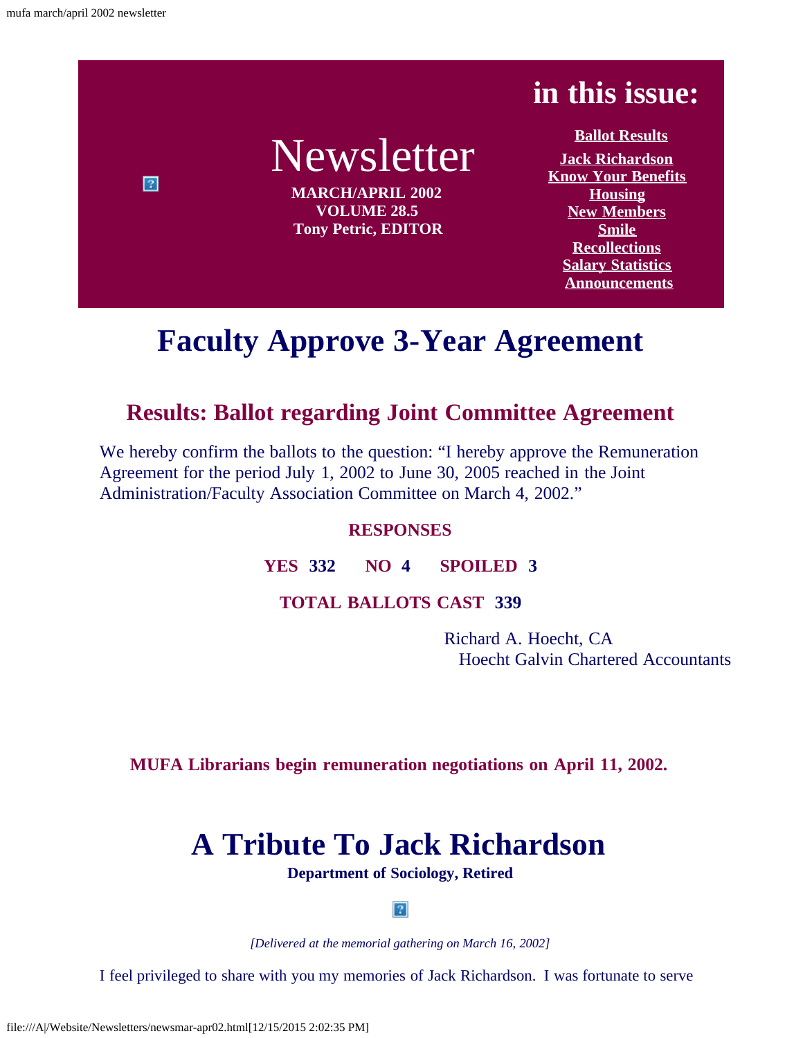# Newsletter

**MARCH/APRIL 2002**
**VOLUME 28.5**
**Tony Petric, EDITOR**

## in this issue:

- Ballot Results
- Jack Richardson
- Know Your Benefits
- Housing
- New Members
- Smile
- Recollections
- Salary Statistics
- Announcements

# Faculty Approve 3-Year Agreement

## Results: Ballot regarding Joint Committee Agreement

We hereby confirm the ballots to the question: "I hereby approve the Remuneration Agreement for the period July 1, 2002 to June 30, 2005 reached in the Joint Administration/Faculty Association Committee on March 4, 2002."

**RESPONSES**

**YES 332 NO 4 SPOILED 3**

**TOTAL BALLOTS CAST 339**

Richard A. Hoecht, CA
Hoecht Galvin Chartered Accountants

**MUFA Librarians begin remuneration negotiations on April 11, 2002.**

# A Tribute To Jack Richardson

**Department of Sociology, Retired**

*[Delivered at the memorial gathering on March 16, 2002]*

I feel privileged to share with you my memories of Jack Richardson. I was fortunate to serve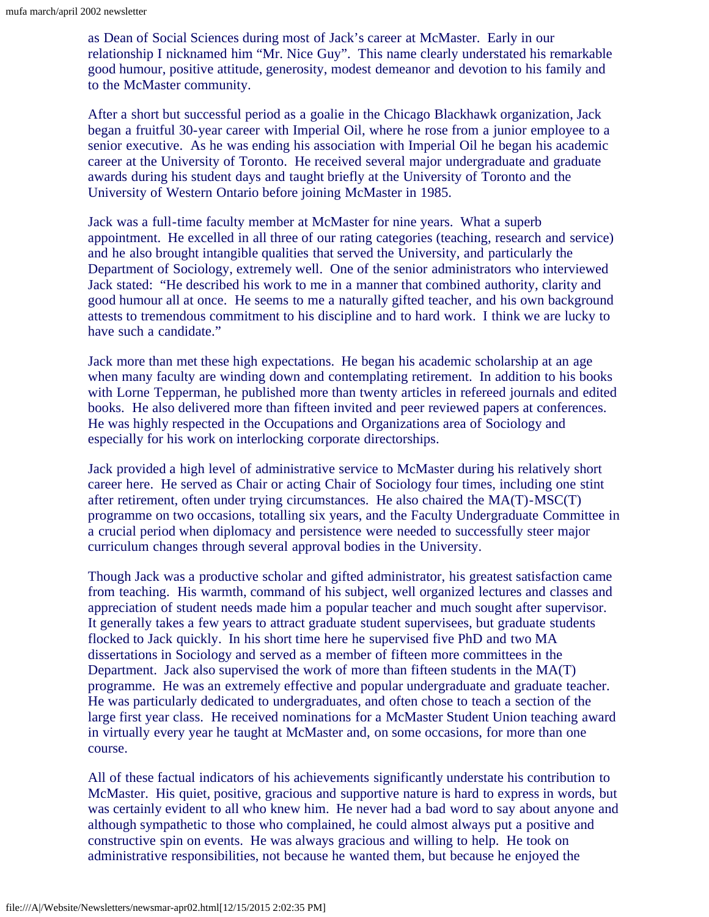as Dean of Social Sciences during most of Jack's career at McMaster. Early in our relationship I nicknamed him "Mr. Nice Guy". This name clearly understated his remarkable good humour, positive attitude, generosity, modest demeanor and devotion to his family and to the McMaster community.

After a short but successful period as a goalie in the Chicago Blackhawk organization, Jack began a fruitful 30-year career with Imperial Oil, where he rose from a junior employee to a senior executive. As he was ending his association with Imperial Oil he began his academic career at the University of Toronto. He received several major undergraduate and graduate awards during his student days and taught briefly at the University of Toronto and the University of Western Ontario before joining McMaster in 1985.

Jack was a full-time faculty member at McMaster for nine years. What a superb appointment. He excelled in all three of our rating categories (teaching, research and service) and he also brought intangible qualities that served the University, and particularly the Department of Sociology, extremely well. One of the senior administrators who interviewed Jack stated: "He described his work to me in a manner that combined authority, clarity and good humour all at once. He seems to me a naturally gifted teacher, and his own background attests to tremendous commitment to his discipline and to hard work. I think we are lucky to have such a candidate."

Jack more than met these high expectations. He began his academic scholarship at an age when many faculty are winding down and contemplating retirement. In addition to his books with Lorne Tepperman, he published more than twenty articles in refereed journals and edited books. He also delivered more than fifteen invited and peer reviewed papers at conferences. He was highly respected in the Occupations and Organizations area of Sociology and especially for his work on interlocking corporate directorships.

Jack provided a high level of administrative service to McMaster during his relatively short career here. He served as Chair or acting Chair of Sociology four times, including one stint after retirement, often under trying circumstances. He also chaired the MA(T)-MSC(T) programme on two occasions, totalling six years, and the Faculty Undergraduate Committee in a crucial period when diplomacy and persistence were needed to successfully steer major curriculum changes through several approval bodies in the University.

Though Jack was a productive scholar and gifted administrator, his greatest satisfaction came from teaching. His warmth, command of his subject, well organized lectures and classes and appreciation of student needs made him a popular teacher and much sought after supervisor. It generally takes a few years to attract graduate student supervisees, but graduate students flocked to Jack quickly. In his short time here he supervised five PhD and two MA dissertations in Sociology and served as a member of fifteen more committees in the Department. Jack also supervised the work of more than fifteen students in the MA(T) programme. He was an extremely effective and popular undergraduate and graduate teacher. He was particularly dedicated to undergraduates, and often chose to teach a section of the large first year class. He received nominations for a McMaster Student Union teaching award in virtually every year he taught at McMaster and, on some occasions, for more than one course.

All of these factual indicators of his achievements significantly understate his contribution to McMaster. His quiet, positive, gracious and supportive nature is hard to express in words, but was certainly evident to all who knew him. He never had a bad word to say about anyone and although sympathetic to those who complained, he could almost always put a positive and constructive spin on events. He was always gracious and willing to help. He took on administrative responsibilities, not because he wanted them, but because he enjoyed the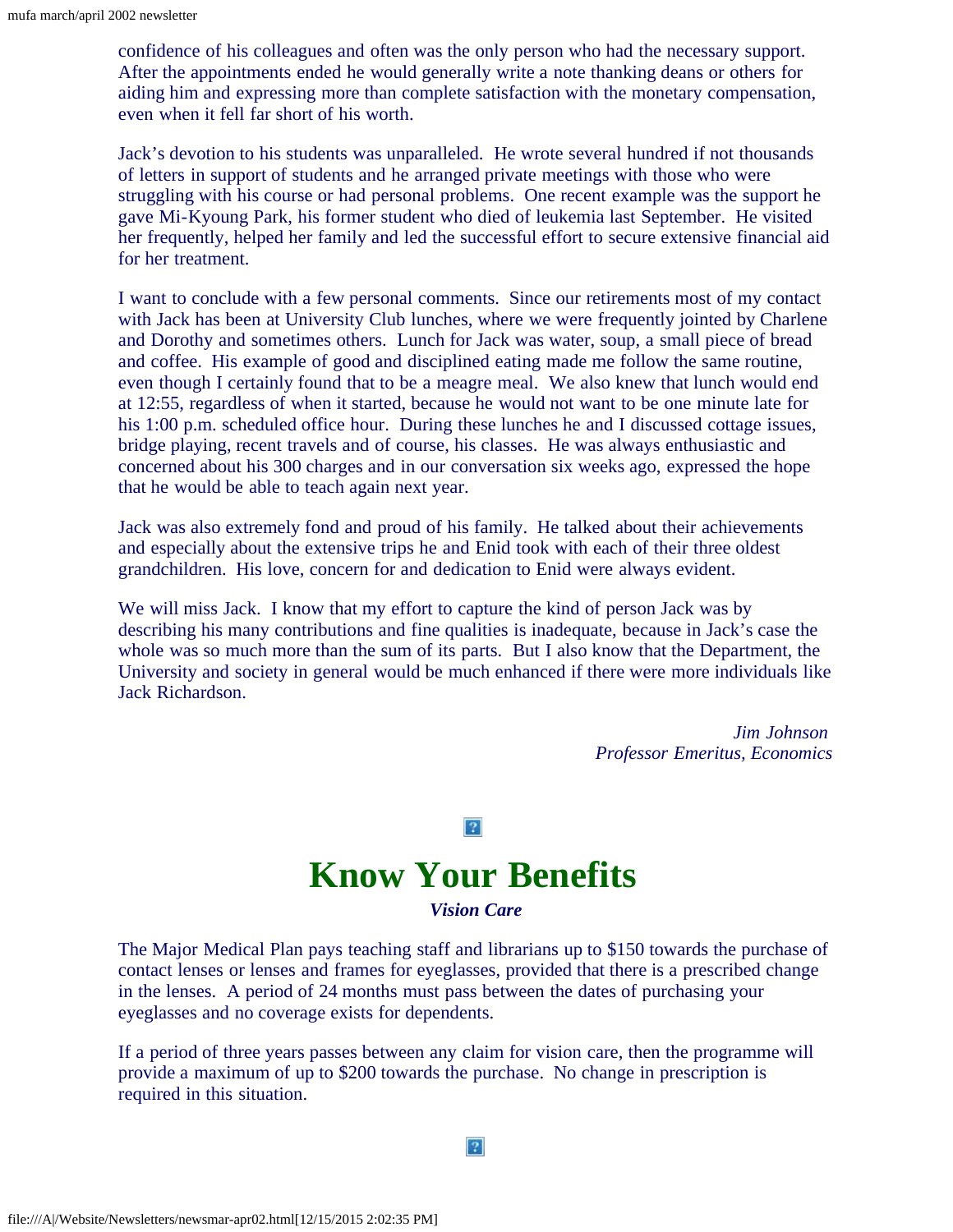confidence of his colleagues and often was the only person who had the necessary support. After the appointments ended he would generally write a note thanking deans or others for aiding him and expressing more than complete satisfaction with the monetary compensation, even when it fell far short of his worth.

Jack's devotion to his students was unparalleled. He wrote several hundred if not thousands of letters in support of students and he arranged private meetings with those who were struggling with his course or had personal problems. One recent example was the support he gave Mi-Kyoung Park, his former student who died of leukemia last September. He visited her frequently, helped her family and led the successful effort to secure extensive financial aid for her treatment.

I want to conclude with a few personal comments. Since our retirements most of my contact with Jack has been at University Club lunches, where we were frequently jointed by Charlene and Dorothy and sometimes others. Lunch for Jack was water, soup, a small piece of bread and coffee. His example of good and disciplined eating made me follow the same routine, even though I certainly found that to be a meagre meal. We also knew that lunch would end at 12:55, regardless of when it started, because he would not want to be one minute late for his 1:00 p.m. scheduled office hour. During these lunches he and I discussed cottage issues, bridge playing, recent travels and of course, his classes. He was always enthusiastic and concerned about his 300 charges and in our conversation six weeks ago, expressed the hope that he would be able to teach again next year.

Jack was also extremely fond and proud of his family. He talked about their achievements and especially about the extensive trips he and Enid took with each of their three oldest grandchildren. His love, concern for and dedication to Enid were always evident.

We will miss Jack. I know that my effort to capture the kind of person Jack was by describing his many contributions and fine qualities is inadequate, because in Jack's case the whole was so much more than the sum of its parts. But I also know that the Department, the University and society in general would be much enhanced if there were more individuals like Jack Richardson.

*Jim Johnson*
*Professor Emeritus, Economics*

# Know Your Benefits

***Vision Care***

The Major Medical Plan pays teaching staff and librarians up to $150 towards the purchase of contact lenses or lenses and frames for eyeglasses, provided that there is a prescribed change in the lenses. A period of 24 months must pass between the dates of purchasing your eyeglasses and no coverage exists for dependents.

If a period of three years passes between any claim for vision care, then the programme will provide a maximum of up to $200 towards the purchase. No change in prescription is required in this situation.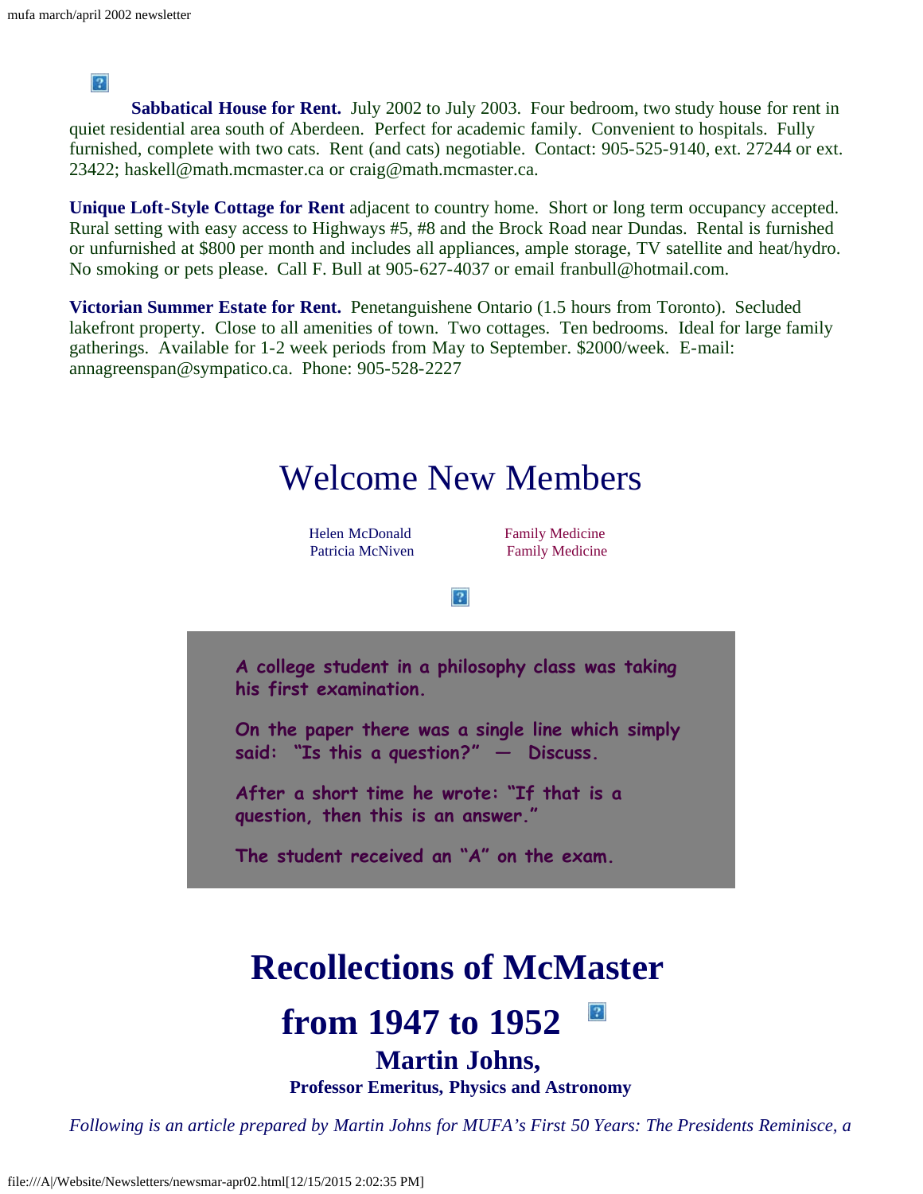**Sabbatical House for Rent.** July 2002 to July 2003. Four bedroom, two study house for rent in quiet residential area south of Aberdeen. Perfect for academic family. Convenient to hospitals. Fully furnished, complete with two cats. Rent (and cats) negotiable. Contact: 905-525-9140, ext. 27244 or ext. 23422; haskell@math.mcmaster.ca or craig@math.mcmaster.ca.

**Unique Loft-Style Cottage for Rent** adjacent to country home. Short or long term occupancy accepted. Rural setting with easy access to Highways #5, #8 and the Brock Road near Dundas. Rental is furnished or unfurnished at $800 per month and includes all appliances, ample storage, TV satellite and heat/hydro. No smoking or pets please. Call F. Bull at 905-627-4037 or email franbull@hotmail.com.

**Victorian Summer Estate for Rent.** Penetanguishene Ontario (1.5 hours from Toronto). Secluded lakefront property. Close to all amenities of town. Two cottages. Ten bedrooms. Ideal for large family gatherings. Available for 1-2 week periods from May to September. $2000/week. E-mail: annagreenspan@sympatico.ca. Phone: 905-528-2227

# Welcome New Members

| | |
|---|---|
| Helen McDonald | Family Medicine |
| Patricia McNiven | Family Medicine |

A college student in a philosophy class was taking his first examination.

On the paper there was a single line which simply said: "Is this a question?" — Discuss.

After a short time he wrote: "If that is a question, then this is an answer."

The student received an "A" on the exam.

# Recollections of McMaster from 1947 to 1952

## Martin Johns,

### Professor Emeritus, Physics and Astronomy

*Following is an article prepared by Martin Johns for MUFA's First 50 Years: The Presidents Reminisce, a*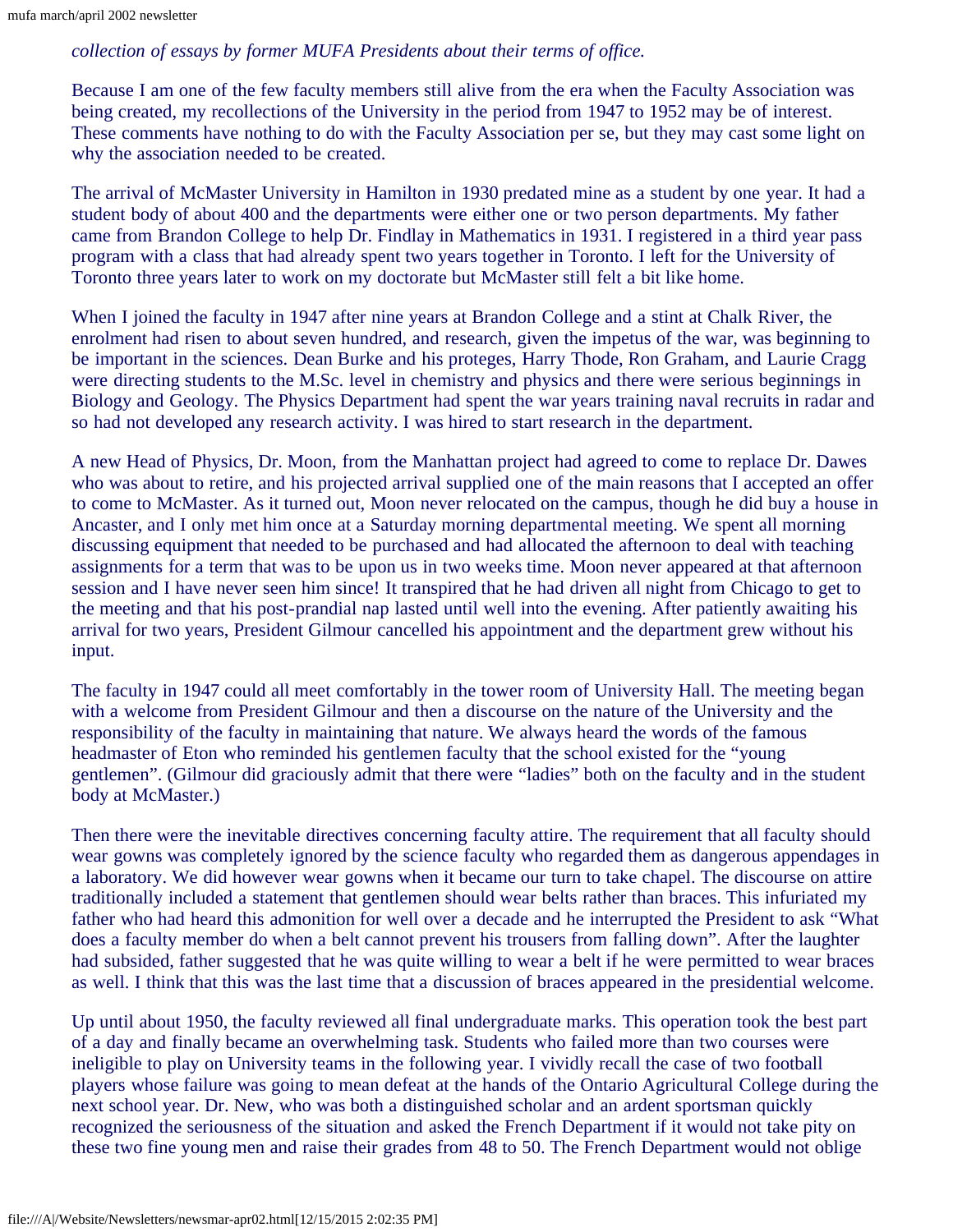*collection of essays by former MUFA Presidents about their terms of office.*

Because I am one of the few faculty members still alive from the era when the Faculty Association was being created, my recollections of the University in the period from 1947 to 1952 may be of interest. These comments have nothing to do with the Faculty Association per se, but they may cast some light on why the association needed to be created.

The arrival of McMaster University in Hamilton in 1930 predated mine as a student by one year. It had a student body of about 400 and the departments were either one or two person departments. My father came from Brandon College to help Dr. Findlay in Mathematics in 1931. I registered in a third year pass program with a class that had already spent two years together in Toronto. I left for the University of Toronto three years later to work on my doctorate but McMaster still felt a bit like home.

When I joined the faculty in 1947 after nine years at Brandon College and a stint at Chalk River, the enrolment had risen to about seven hundred, and research, given the impetus of the war, was beginning to be important in the sciences. Dean Burke and his proteges, Harry Thode, Ron Graham, and Laurie Cragg were directing students to the M.Sc. level in chemistry and physics and there were serious beginnings in Biology and Geology. The Physics Department had spent the war years training naval recruits in radar and so had not developed any research activity. I was hired to start research in the department.

A new Head of Physics, Dr. Moon, from the Manhattan project had agreed to come to replace Dr. Dawes who was about to retire, and his projected arrival supplied one of the main reasons that I accepted an offer to come to McMaster. As it turned out, Moon never relocated on the campus, though he did buy a house in Ancaster, and I only met him once at a Saturday morning departmental meeting. We spent all morning discussing equipment that needed to be purchased and had allocated the afternoon to deal with teaching assignments for a term that was to be upon us in two weeks time. Moon never appeared at that afternoon session and I have never seen him since! It transpired that he had driven all night from Chicago to get to the meeting and that his post-prandial nap lasted until well into the evening. After patiently awaiting his arrival for two years, President Gilmour cancelled his appointment and the department grew without his input.

The faculty in 1947 could all meet comfortably in the tower room of University Hall. The meeting began with a welcome from President Gilmour and then a discourse on the nature of the University and the responsibility of the faculty in maintaining that nature. We always heard the words of the famous headmaster of Eton who reminded his gentlemen faculty that the school existed for the "young gentlemen". (Gilmour did graciously admit that there were "ladies" both on the faculty and in the student body at McMaster.)

Then there were the inevitable directives concerning faculty attire. The requirement that all faculty should wear gowns was completely ignored by the science faculty who regarded them as dangerous appendages in a laboratory. We did however wear gowns when it became our turn to take chapel. The discourse on attire traditionally included a statement that gentlemen should wear belts rather than braces. This infuriated my father who had heard this admonition for well over a decade and he interrupted the President to ask "What does a faculty member do when a belt cannot prevent his trousers from falling down". After the laughter had subsided, father suggested that he was quite willing to wear a belt if he were permitted to wear braces as well. I think that this was the last time that a discussion of braces appeared in the presidential welcome.

Up until about 1950, the faculty reviewed all final undergraduate marks. This operation took the best part of a day and finally became an overwhelming task. Students who failed more than two courses were ineligible to play on University teams in the following year. I vividly recall the case of two football players whose failure was going to mean defeat at the hands of the Ontario Agricultural College during the next school year. Dr. New, who was both a distinguished scholar and an ardent sportsman quickly recognized the seriousness of the situation and asked the French Department if it would not take pity on these two fine young men and raise their grades from 48 to 50. The French Department would not oblige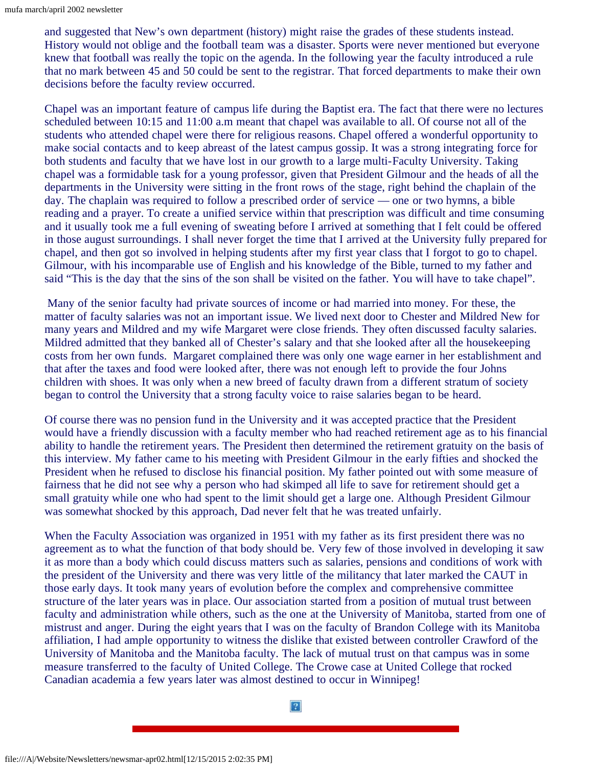and suggested that New's own department (history) might raise the grades of these students instead. History would not oblige and the football team was a disaster. Sports were never mentioned but everyone knew that football was really the topic on the agenda. In the following year the faculty introduced a rule that no mark between 45 and 50 could be sent to the registrar. That forced departments to make their own decisions before the faculty review occurred.

Chapel was an important feature of campus life during the Baptist era. The fact that there were no lectures scheduled between 10:15 and 11:00 a.m meant that chapel was available to all. Of course not all of the students who attended chapel were there for religious reasons. Chapel offered a wonderful opportunity to make social contacts and to keep abreast of the latest campus gossip. It was a strong integrating force for both students and faculty that we have lost in our growth to a large multi-Faculty University. Taking chapel was a formidable task for a young professor, given that President Gilmour and the heads of all the departments in the University were sitting in the front rows of the stage, right behind the chaplain of the day. The chaplain was required to follow a prescribed order of service — one or two hymns, a bible reading and a prayer. To create a unified service within that prescription was difficult and time consuming and it usually took me a full evening of sweating before I arrived at something that I felt could be offered in those august surroundings. I shall never forget the time that I arrived at the University fully prepared for chapel, and then got so involved in helping students after my first year class that I forgot to go to chapel. Gilmour, with his incomparable use of English and his knowledge of the Bible, turned to my father and said "This is the day that the sins of the son shall be visited on the father. You will have to take chapel".

Many of the senior faculty had private sources of income or had married into money. For these, the matter of faculty salaries was not an important issue. We lived next door to Chester and Mildred New for many years and Mildred and my wife Margaret were close friends. They often discussed faculty salaries. Mildred admitted that they banked all of Chester's salary and that she looked after all the housekeeping costs from her own funds. Margaret complained there was only one wage earner in her establishment and that after the taxes and food were looked after, there was not enough left to provide the four Johns children with shoes. It was only when a new breed of faculty drawn from a different stratum of society began to control the University that a strong faculty voice to raise salaries began to be heard.

Of course there was no pension fund in the University and it was accepted practice that the President would have a friendly discussion with a faculty member who had reached retirement age as to his financial ability to handle the retirement years. The President then determined the retirement gratuity on the basis of this interview. My father came to his meeting with President Gilmour in the early fifties and shocked the President when he refused to disclose his financial position. My father pointed out with some measure of fairness that he did not see why a person who had skimped all life to save for retirement should get a small gratuity while one who had spent to the limit should get a large one. Although President Gilmour was somewhat shocked by this approach, Dad never felt that he was treated unfairly.

When the Faculty Association was organized in 1951 with my father as its first president there was no agreement as to what the function of that body should be. Very few of those involved in developing it saw it as more than a body which could discuss matters such as salaries, pensions and conditions of work with the president of the University and there was very little of the militancy that later marked the CAUT in those early days. It took many years of evolution before the complex and comprehensive committee structure of the later years was in place. Our association started from a position of mutual trust between faculty and administration while others, such as the one at the University of Manitoba, started from one of mistrust and anger. During the eight years that I was on the faculty of Brandon College with its Manitoba affiliation, I had ample opportunity to witness the dislike that existed between controller Crawford of the University of Manitoba and the Manitoba faculty. The lack of mutual trust on that campus was in some measure transferred to the faculty of United College. The Crowe case at United College that rocked Canadian academia a few years later was almost destined to occur in Winnipeg!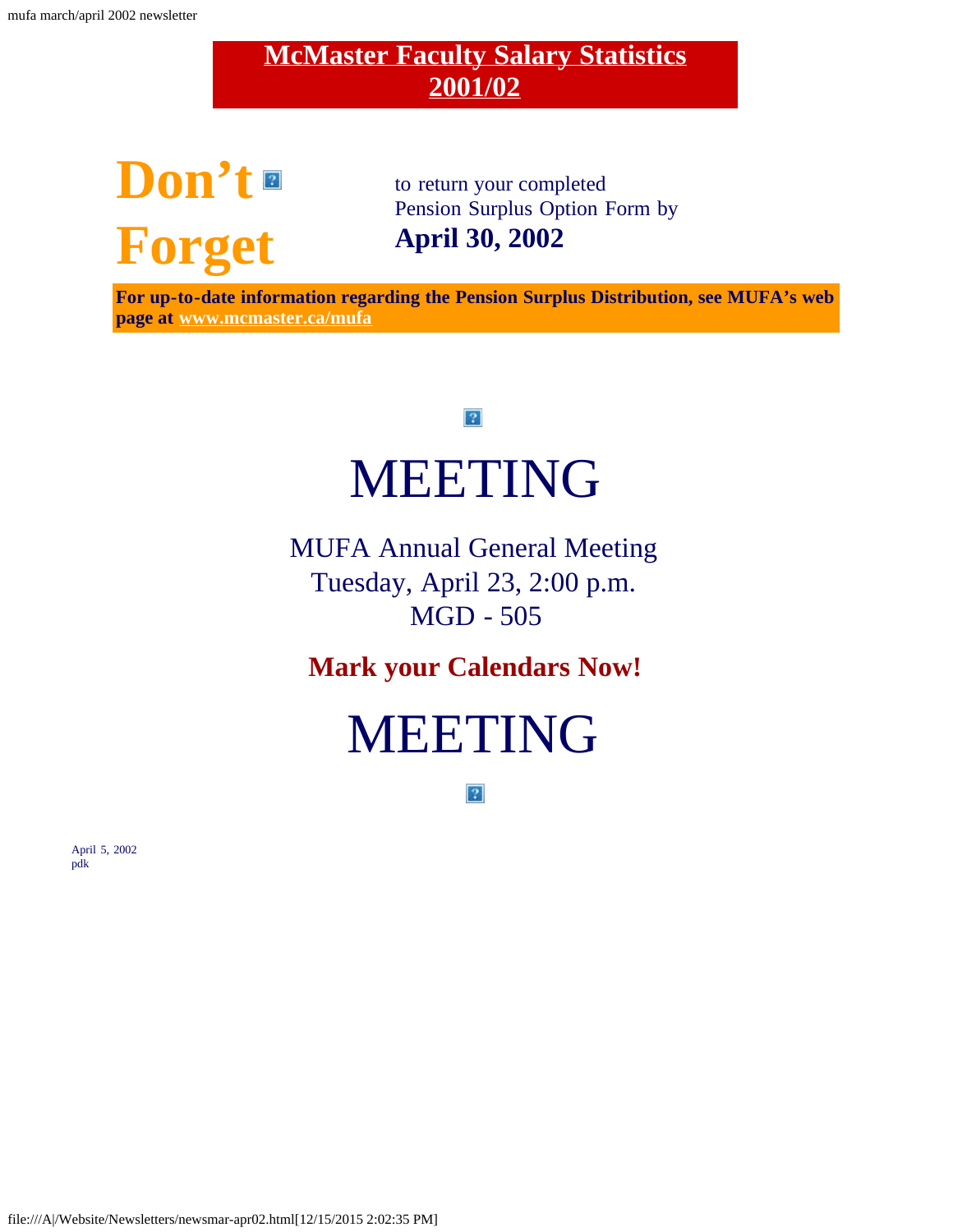**McMaster Faculty Salary Statistics 2001/02**

# Don't Forget

to return your completed Pension Surplus Option Form by

**April 30, 2002**

**For up-to-date information regarding the Pension Surplus Distribution, see MUFA's web page at www.mcmaster.ca/mufa**

# MEETING

MUFA Annual General Meeting
Tuesday, April 23, 2:00 p.m.
MGD - 505

**Mark your Calendars Now!**

# MEETING

April 5, 2002
pdk